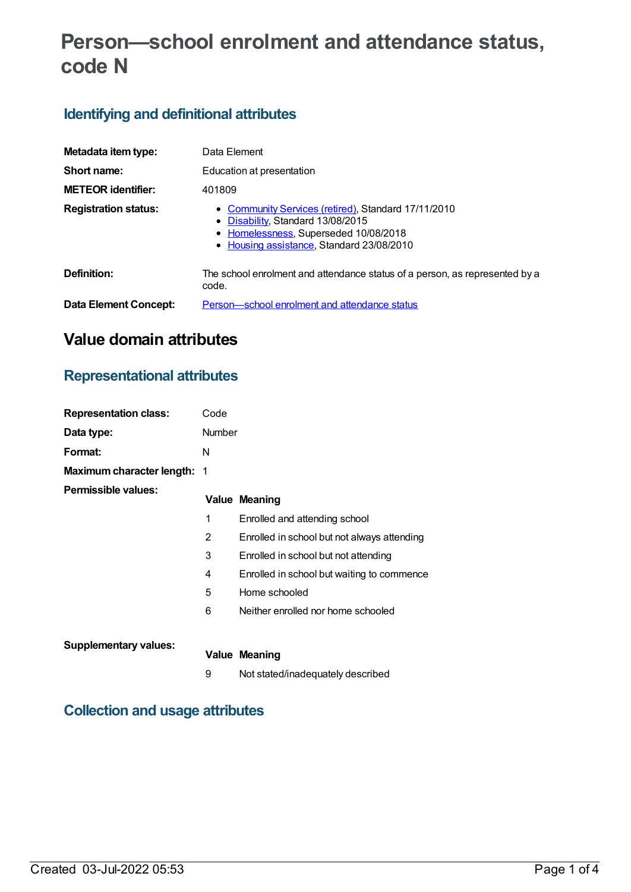# Person—school enrolment and attendance status, code N

## Identifying and definitional attributes

| | |
|---|---|
| **Metadata item type:** | Data Element |
| **Short name:** | Education at presentation |
| **METEOR identifier:** | 401809 |
| **Registration status:** | • Community Services (retired), Standard 17/11/2010<br>• Disability, Standard 13/08/2015<br>• Homelessness, Superseded 10/08/2018<br>• Housing assistance, Standard 23/08/2010 |
| **Definition:** | The school enrolment and attendance status of a person, as represented by a code. |
| **Data Element Concept:** | Person—school enrolment and attendance status |

# Value domain attributes

## Representational attributes

| | |
|---|---|
| **Representation class:** | Code |
| **Data type:** | Number |
| **Format:** | N |
| **Maximum character length:** | 1 |

**Permissible values:**

| Value | Meaning |
|---|---|
| 1 | Enrolled and attending school |
| 2 | Enrolled in school but not always attending |
| 3 | Enrolled in school but not attending |
| 4 | Enrolled in school but waiting to commence |
| 5 | Home schooled |
| 6 | Neither enrolled nor home schooled |

**Supplementary values:**

| Value | Meaning |
|---|---|
| 9 | Not stated/inadequately described |

## Collection and usage attributes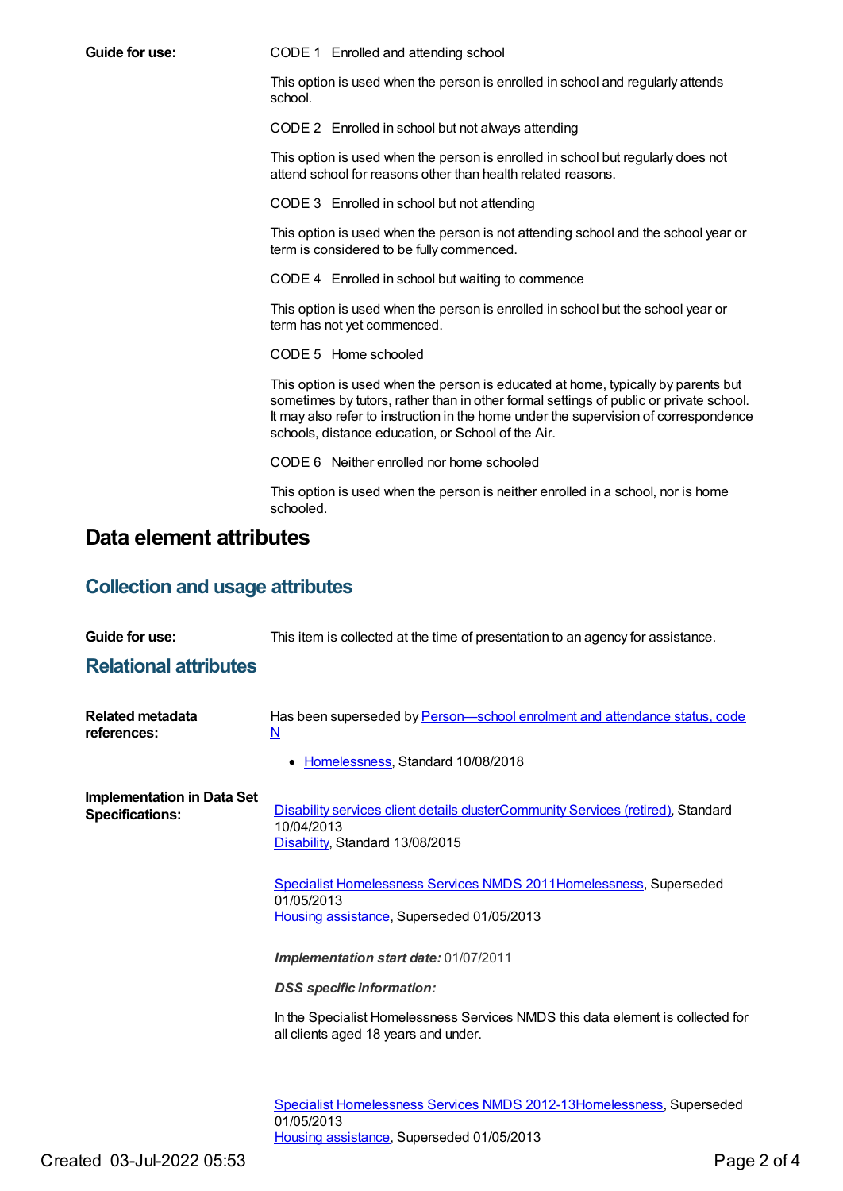**Guide for use:**

CODE 1 Enrolled and attending school

This option is used when the person is enrolled in school and regularly attends school.

CODE 2 Enrolled in school but not always attending

This option is used when the person is enrolled in school but regularly does not attend school for reasons other than health related reasons.

CODE 3 Enrolled in school but not attending

This option is used when the person is not attending school and the school year or term is considered to be fully commenced.

CODE 4 Enrolled in school but waiting to commence

This option is used when the person is enrolled in school but the school year or term has not yet commenced.

CODE 5 Home schooled

This option is used when the person is educated at home, typically by parents but sometimes by tutors, rather than in other formal settings of public or private school. It may also refer to instruction in the home under the supervision of correspondence schools, distance education, or School of the Air.

CODE 6 Neither enrolled nor home schooled

This option is used when the person is neither enrolled in a school, nor is home schooled.

# Data element attributes

## Collection and usage attributes

**Guide for use:** This item is collected at the time of presentation to an agency for assistance.

## Relational attributes

**Related metadata references:**

Has been superseded by Person—school enrolment and attendance status, code N

- Homelessness, Standard 10/08/2018

**Implementation in Data Set Specifications:**

Disability services client details clusterCommunity Services (retired), Standard 10/04/2013
Disability, Standard 13/08/2015

Specialist Homelessness Services NMDS 2011Homelessness, Superseded 01/05/2013
Housing assistance, Superseded 01/05/2013

***Implementation start date:*** 01/07/2011

***DSS specific information:***

In the Specialist Homelessness Services NMDS this data element is collected for all clients aged 18 years and under.

Specialist Homelessness Services NMDS 2012-13Homelessness, Superseded 01/05/2013
Housing assistance, Superseded 01/05/2013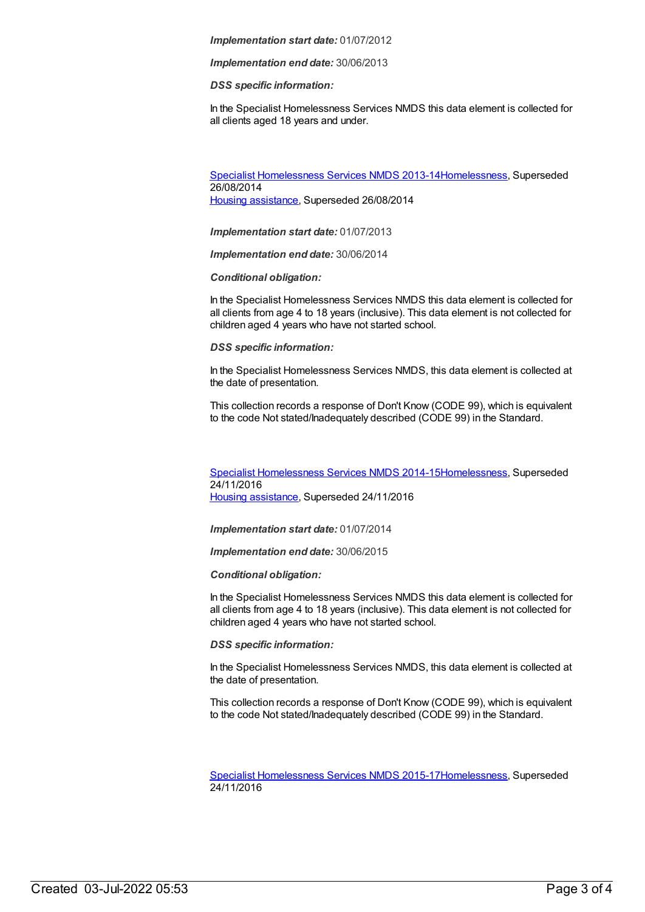*Implementation start date:* 01/07/2012

*Implementation end date:* 30/06/2013

*DSS specific information:*

In the Specialist Homelessness Services NMDS this data element is collected for all clients aged 18 years and under.

Specialist Homelessness Services NMDS 2013-14Homelessness, Superseded 26/08/2014
Housing assistance, Superseded 26/08/2014

*Implementation start date:* 01/07/2013

*Implementation end date:* 30/06/2014

*Conditional obligation:*

In the Specialist Homelessness Services NMDS this data element is collected for all clients from age 4 to 18 years (inclusive). This data element is not collected for children aged 4 years who have not started school.

*DSS specific information:*

In the Specialist Homelessness Services NMDS, this data element is collected at the date of presentation.

This collection records a response of Don't Know (CODE 99), which is equivalent to the code Not stated/Inadequately described (CODE 99) in the Standard.

Specialist Homelessness Services NMDS 2014-15Homelessness, Superseded 24/11/2016
Housing assistance, Superseded 24/11/2016

*Implementation start date:* 01/07/2014

*Implementation end date:* 30/06/2015

*Conditional obligation:*

In the Specialist Homelessness Services NMDS this data element is collected for all clients from age 4 to 18 years (inclusive). This data element is not collected for children aged 4 years who have not started school.

*DSS specific information:*

In the Specialist Homelessness Services NMDS, this data element is collected at the date of presentation.

This collection records a response of Don't Know (CODE 99), which is equivalent to the code Not stated/Inadequately described (CODE 99) in the Standard.

Specialist Homelessness Services NMDS 2015-17Homelessness, Superseded 24/11/2016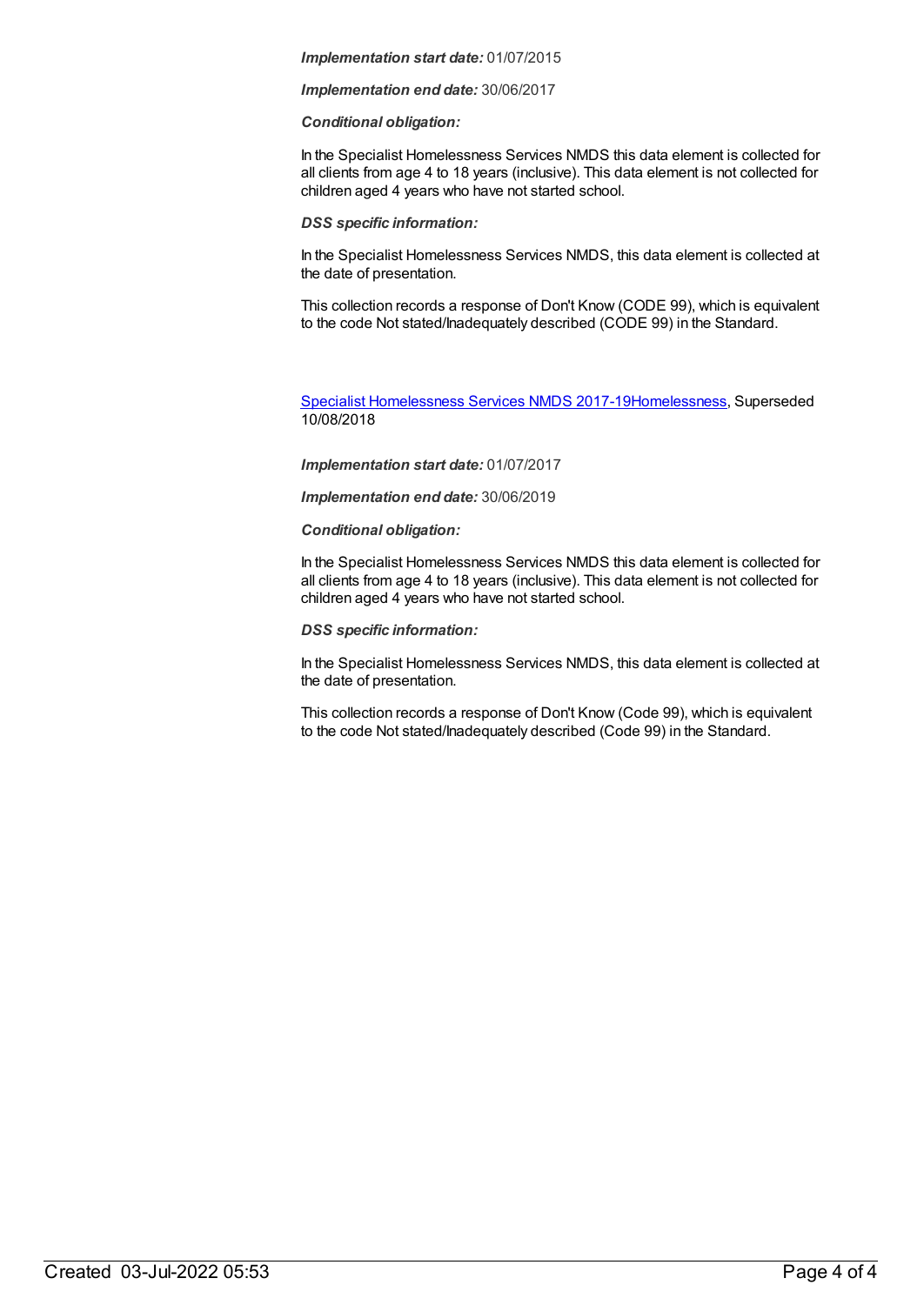***Implementation start date:*** 01/07/2015

***Implementation end date:*** 30/06/2017

***Conditional obligation:***

In the Specialist Homelessness Services NMDS this data element is collected for all clients from age 4 to 18 years (inclusive). This data element is not collected for children aged 4 years who have not started school.

***DSS specific information:***

In the Specialist Homelessness Services NMDS, this data element is collected at the date of presentation.

This collection records a response of Don't Know (CODE 99), which is equivalent to the code Not stated/Inadequately described (CODE 99) in the Standard.

Specialist Homelessness Services NMDS 2017-19Homelessness, Superseded 10/08/2018

***Implementation start date:*** 01/07/2017

***Implementation end date:*** 30/06/2019

***Conditional obligation:***

In the Specialist Homelessness Services NMDS this data element is collected for all clients from age 4 to 18 years (inclusive). This data element is not collected for children aged 4 years who have not started school.

***DSS specific information:***

In the Specialist Homelessness Services NMDS, this data element is collected at the date of presentation.

This collection records a response of Don't Know (Code 99), which is equivalent to the code Not stated/Inadequately described (Code 99) in the Standard.